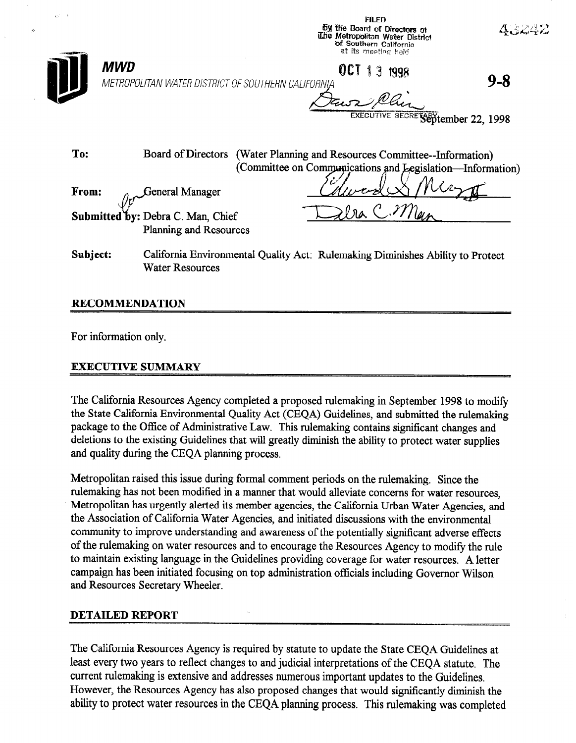FILED
by the Board of Directors of
The Metropolitan Water District
of Southern California
at its meeting held

OCT 13 1998

EXECUTIVE SECRETARY

43242

**MWD**
METROPOLITAN WATER DISTRICT OF SOUTHERN CALIFORNIA

**9-8**

September 22, 1998

**To:** Board of Directors (Water Planning and Resources Committee--Information) (Committee on Communications and Legislation—Information)

**From:** General Manager

**Submitted by:** Debra C. Man, Chief Planning and Resources

**Subject:** California Environmental Quality Act: Rulemaking Diminishes Ability to Protect Water Resources

## RECOMMENDATION

For information only.

## EXECUTIVE SUMMARY

The California Resources Agency completed a proposed rulemaking in September 1998 to modify the State California Environmental Quality Act (CEQA) Guidelines, and submitted the rulemaking package to the Office of Administrative Law. This rulemaking contains significant changes and deletions to the existing Guidelines that will greatly diminish the ability to protect water supplies and quality during the CEQA planning process.

Metropolitan raised this issue during formal comment periods on the rulemaking. Since the rulemaking has not been modified in a manner that would alleviate concerns for water resources, Metropolitan has urgently alerted its member agencies, the California Urban Water Agencies, and the Association of California Water Agencies, and initiated discussions with the environmental community to improve understanding and awareness of the potentially significant adverse effects of the rulemaking on water resources and to encourage the Resources Agency to modify the rule to maintain existing language in the Guidelines providing coverage for water resources. A letter campaign has been initiated focusing on top administration officials including Governor Wilson and Resources Secretary Wheeler.

## DETAILED REPORT

The California Resources Agency is required by statute to update the State CEQA Guidelines at least every two years to reflect changes to and judicial interpretations of the CEQA statute. The current rulemaking is extensive and addresses numerous important updates to the Guidelines. However, the Resources Agency has also proposed changes that would significantly diminish the ability to protect water resources in the CEQA planning process. This rulemaking was completed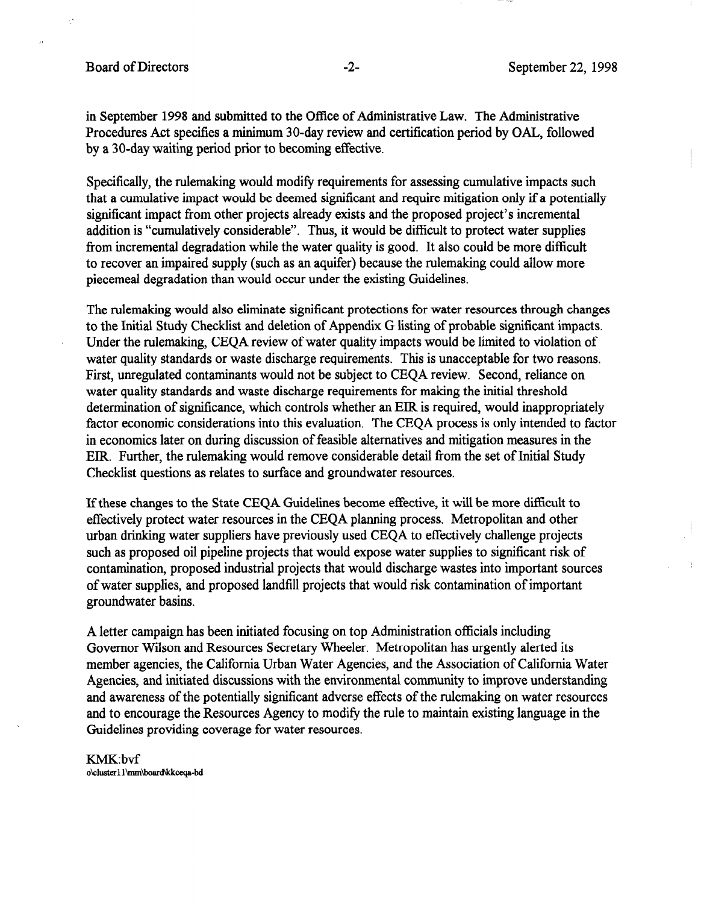in September 1998 and submitted to the Office of Administrative Law. The Administrative Procedures Act specifies a minimum 30-day review and certification period by OAL, followed by a 30-day waiting period prior to becoming effective.

Specifically, the rulemaking would modify requirements for assessing cumulative impacts such that a cumulative impact would be deemed significant and require mitigation only if a potentially significant impact from other projects already exists and the proposed project's incremental addition is "cumulatively considerable". Thus, it would be difficult to protect water supplies from incremental degradation while the water quality is good. It also could be more difficult to recover an impaired supply (such as an aquifer) because the rulemaking could allow more piecemeal degradation than would occur under the existing Guidelines.

The rulemaking would also eliminate significant protections for water resources through changes to the Initial Study Checklist and deletion of Appendix G listing of probable significant impacts. Under the rulemaking, CEQA review of water quality impacts would be limited to violation of water quality standards or waste discharge requirements. This is unacceptable for two reasons. First, unregulated contaminants would not be subject to CEQA review. Second, reliance on water quality standards and waste discharge requirements for making the initial threshold determination of significance, which controls whether an EIR is required, would inappropriately factor economic considerations into this evaluation. The CEQA process is only intended to factor in economics later on during discussion of feasible alternatives and mitigation measures in the EIR. Further, the rulemaking would remove considerable detail from the set of Initial Study Checklist questions as relates to surface and groundwater resources.

If these changes to the State CEQA Guidelines become effective, it will be more difficult to effectively protect water resources in the CEQA planning process. Metropolitan and other urban drinking water suppliers have previously used CEQA to effectively challenge projects such as proposed oil pipeline projects that would expose water supplies to significant risk of contamination, proposed industrial projects that would discharge wastes into important sources of water supplies, and proposed landfill projects that would risk contamination of important groundwater basins.

A letter campaign has been initiated focusing on top Administration officials including Governor Wilson and Resources Secretary Wheeler. Metropolitan has urgently alerted its member agencies, the California Urban Water Agencies, and the Association of California Water Agencies, and initiated discussions with the environmental community to improve understanding and awareness of the potentially significant adverse effects of the rulemaking on water resources and to encourage the Resources Agency to modify the rule to maintain existing language in the Guidelines providing coverage for water resources.

KMK:bvf
o\cluster11\mm\board\kkceqa-bd